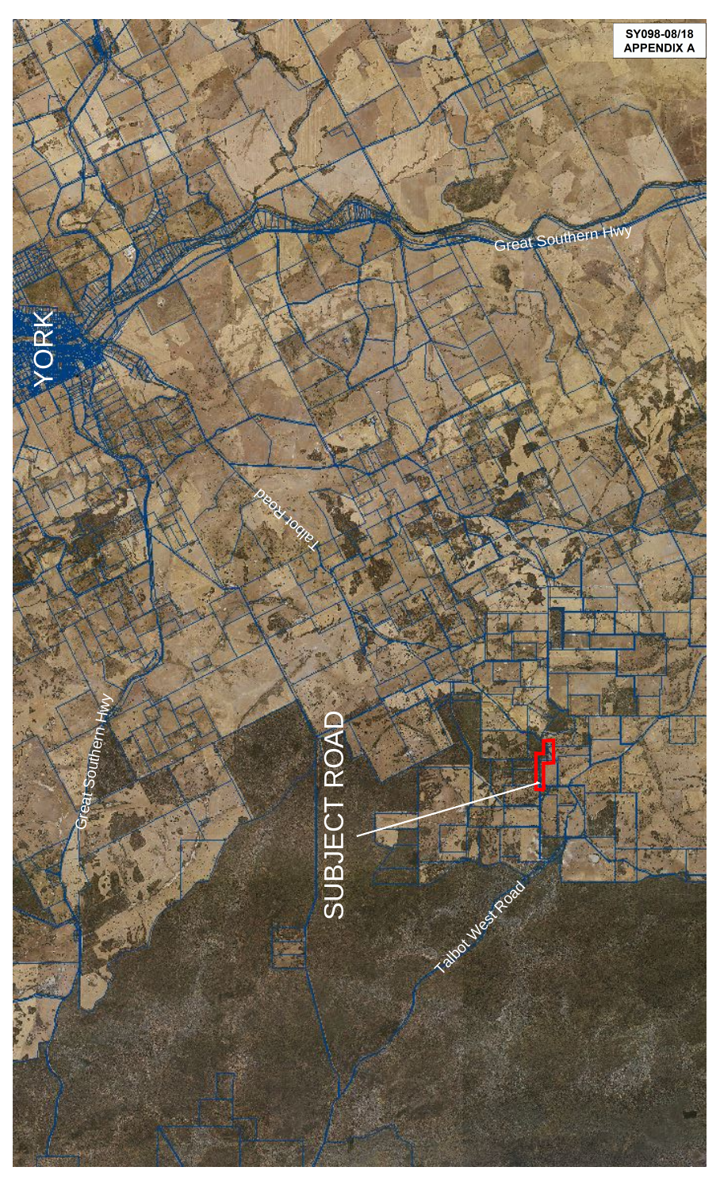**SY098-08/18**
**APPENDIX A**

YORK

Great Southern Hwy

Talbot Road

Great Southern Hwy

SUBJECT ROAD

Talbot West Road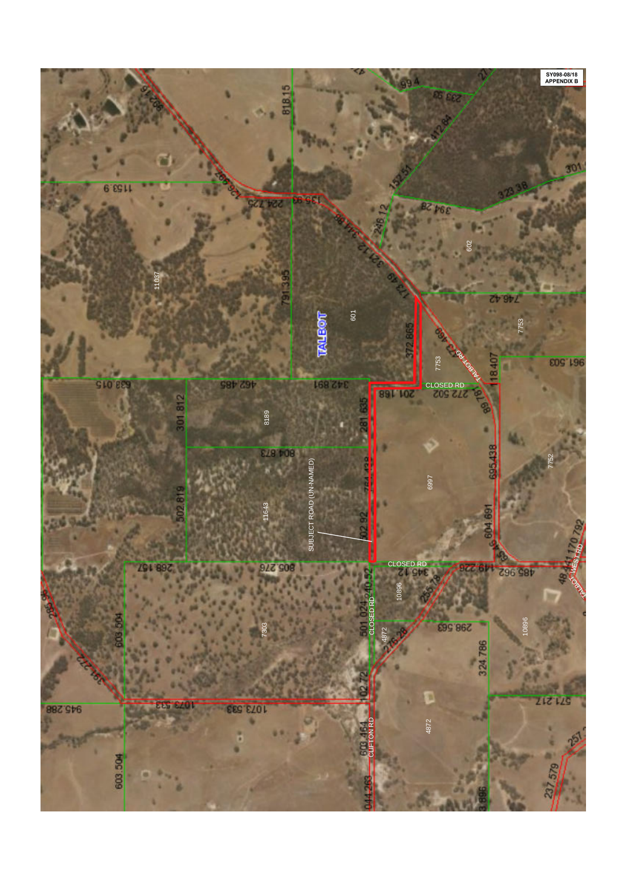SY098-08/18
APPENDIX B

TALBOT

SUBJECT ROAD (UN-NAMED)

CLOSED RD

TALBOT RD

TALBOT WEST RD

CLIFTON RD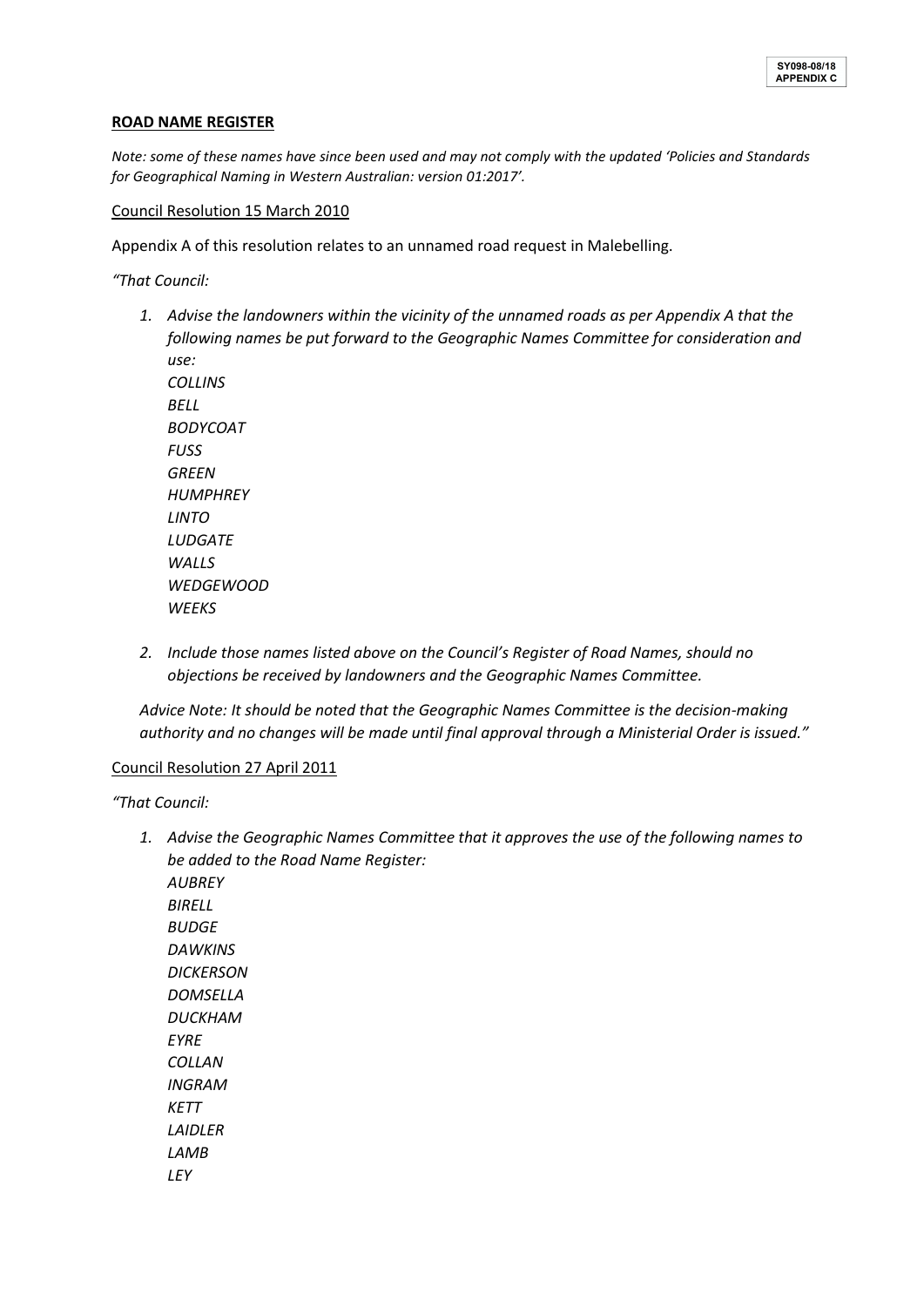**ROAD NAME REGISTER**

*Note: some of these names have since been used and may not comply with the updated 'Policies and Standards for Geographical Naming in Western Australian: version 01:2017'.*

Council Resolution 15 March 2010

Appendix A of this resolution relates to an unnamed road request in Malebelling.

*"That Council:*

1. *Advise the landowners within the vicinity of the unnamed roads as per Appendix A that the following names be put forward to the Geographic Names Committee for consideration and use:*
   *COLLINS*
   *BELL*
   *BODYCOAT*
   *FUSS*
   *GREEN*
   *HUMPHREY*
   *LINTO*
   *LUDGATE*
   *WALLS*
   *WEDGEWOOD*
   *WEEKS*

2. *Include those names listed above on the Council's Register of Road Names, should no objections be received by landowners and the Geographic Names Committee.*

*Advice Note: It should be noted that the Geographic Names Committee is the decision-making authority and no changes will be made until final approval through a Ministerial Order is issued."*

Council Resolution 27 April 2011

*"That Council:*

1. *Advise the Geographic Names Committee that it approves the use of the following names to be added to the Road Name Register:*
   *AUBREY*
   *BIRELL*
   *BUDGE*
   *DAWKINS*
   *DICKERSON*
   *DOMSELLA*
   *DUCKHAM*
   *EYRE*
   *COLLAN*
   *INGRAM*
   *KETT*
   *LAIDLER*
   *LAMB*
   *LEY*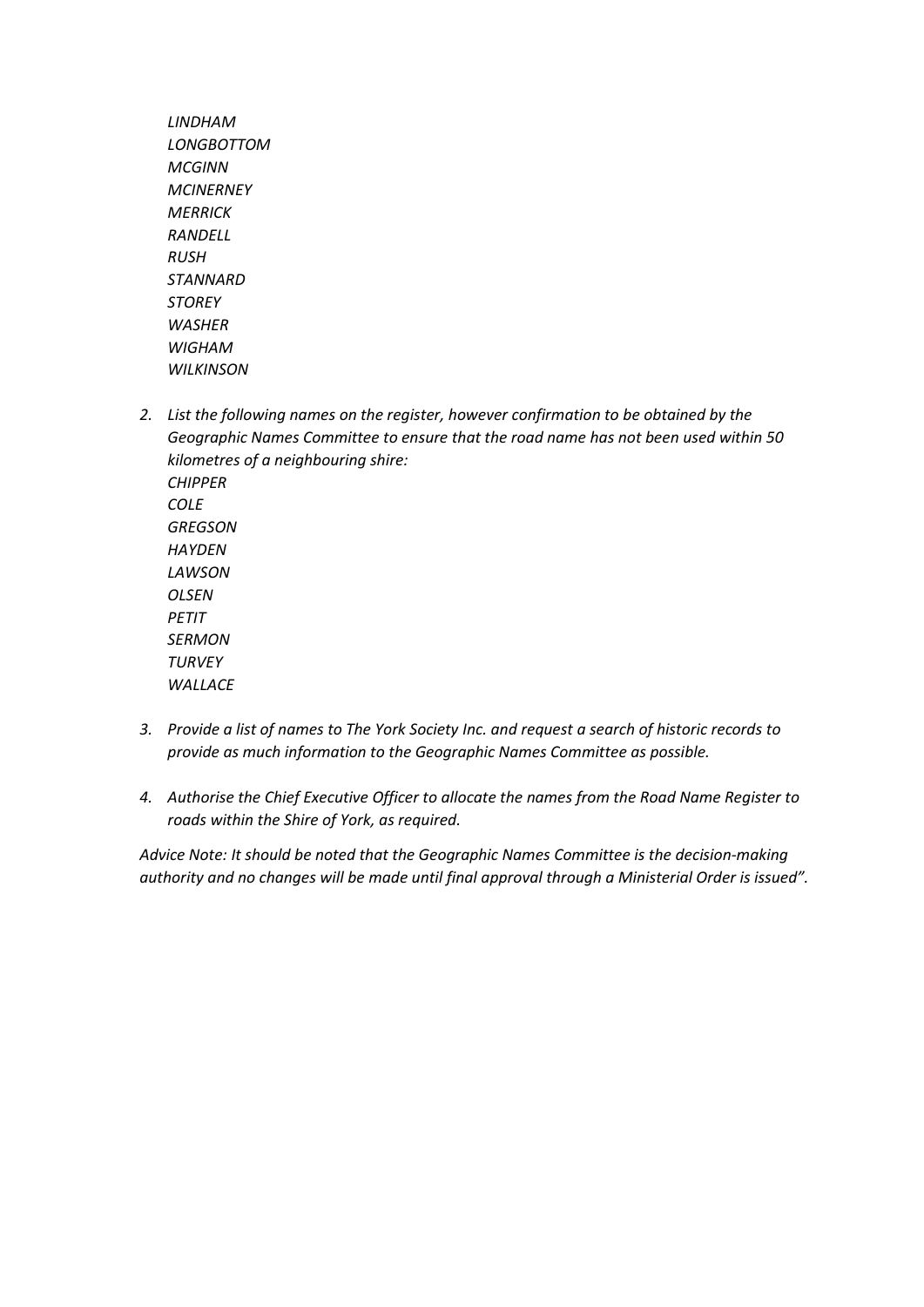*LINDHAM*
*LONGBOTTOM*
*MCGINN*
*MCINERNEY*
*MERRICK*
*RANDELL*
*RUSH*
*STANNARD*
*STOREY*
*WASHER*
*WIGHAM*
*WILKINSON*

2. *List the following names on the register, however confirmation to be obtained by the Geographic Names Committee to ensure that the road name has not been used within 50 kilometres of a neighbouring shire:*
   *CHIPPER*
   *COLE*
   *GREGSON*
   *HAYDEN*
   *LAWSON*
   *OLSEN*
   *PETIT*
   *SERMON*
   *TURVEY*
   *WALLACE*

3. *Provide a list of names to The York Society Inc. and request a search of historic records to provide as much information to the Geographic Names Committee as possible.*

4. *Authorise the Chief Executive Officer to allocate the names from the Road Name Register to roads within the Shire of York, as required.*

*Advice Note: It should be noted that the Geographic Names Committee is the decision-making authority and no changes will be made until final approval through a Ministerial Order is issued".*